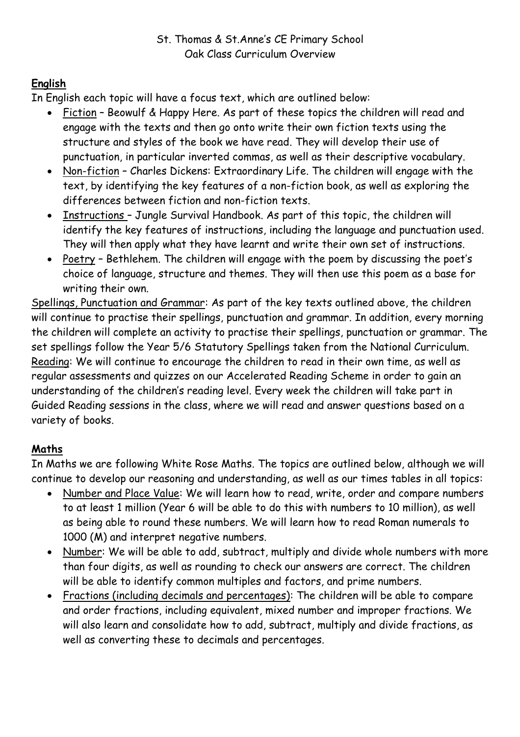St. Thomas & St.Anne's CE Primary School

Oak Class Curriculum Overview

## English

In English each topic will have a focus text, which are outlined below:

- Fiction – Beowulf & Happy Here. As part of these topics the children will read and engage with the texts and then go onto write their own fiction texts using the structure and styles of the book we have read. They will develop their use of punctuation, in particular inverted commas, as well as their descriptive vocabulary.
- Non-fiction – Charles Dickens: Extraordinary Life. The children will engage with the text, by identifying the key features of a non-fiction book, as well as exploring the differences between fiction and non-fiction texts.
- Instructions – Jungle Survival Handbook. As part of this topic, the children will identify the key features of instructions, including the language and punctuation used. They will then apply what they have learnt and write their own set of instructions.
- Poetry – Bethlehem. The children will engage with the poem by discussing the poet's choice of language, structure and themes. They will then use this poem as a base for writing their own.

Spellings, Punctuation and Grammar: As part of the key texts outlined above, the children will continue to practise their spellings, punctuation and grammar. In addition, every morning the children will complete an activity to practise their spellings, punctuation or grammar. The set spellings follow the Year 5/6 Statutory Spellings taken from the National Curriculum.

Reading: We will continue to encourage the children to read in their own time, as well as regular assessments and quizzes on our Accelerated Reading Scheme in order to gain an understanding of the children's reading level. Every week the children will take part in Guided Reading sessions in the class, where we will read and answer questions based on a variety of books.

## Maths

In Maths we are following White Rose Maths. The topics are outlined below, although we will continue to develop our reasoning and understanding, as well as our times tables in all topics:

- Number and Place Value: We will learn how to read, write, order and compare numbers to at least 1 million (Year 6 will be able to do this with numbers to 10 million), as well as being able to round these numbers. We will learn how to read Roman numerals to 1000 (M) and interpret negative numbers.
- Number: We will be able to add, subtract, multiply and divide whole numbers with more than four digits, as well as rounding to check our answers are correct. The children will be able to identify common multiples and factors, and prime numbers.
- Fractions (including decimals and percentages): The children will be able to compare and order fractions, including equivalent, mixed number and improper fractions. We will also learn and consolidate how to add, subtract, multiply and divide fractions, as well as converting these to decimals and percentages.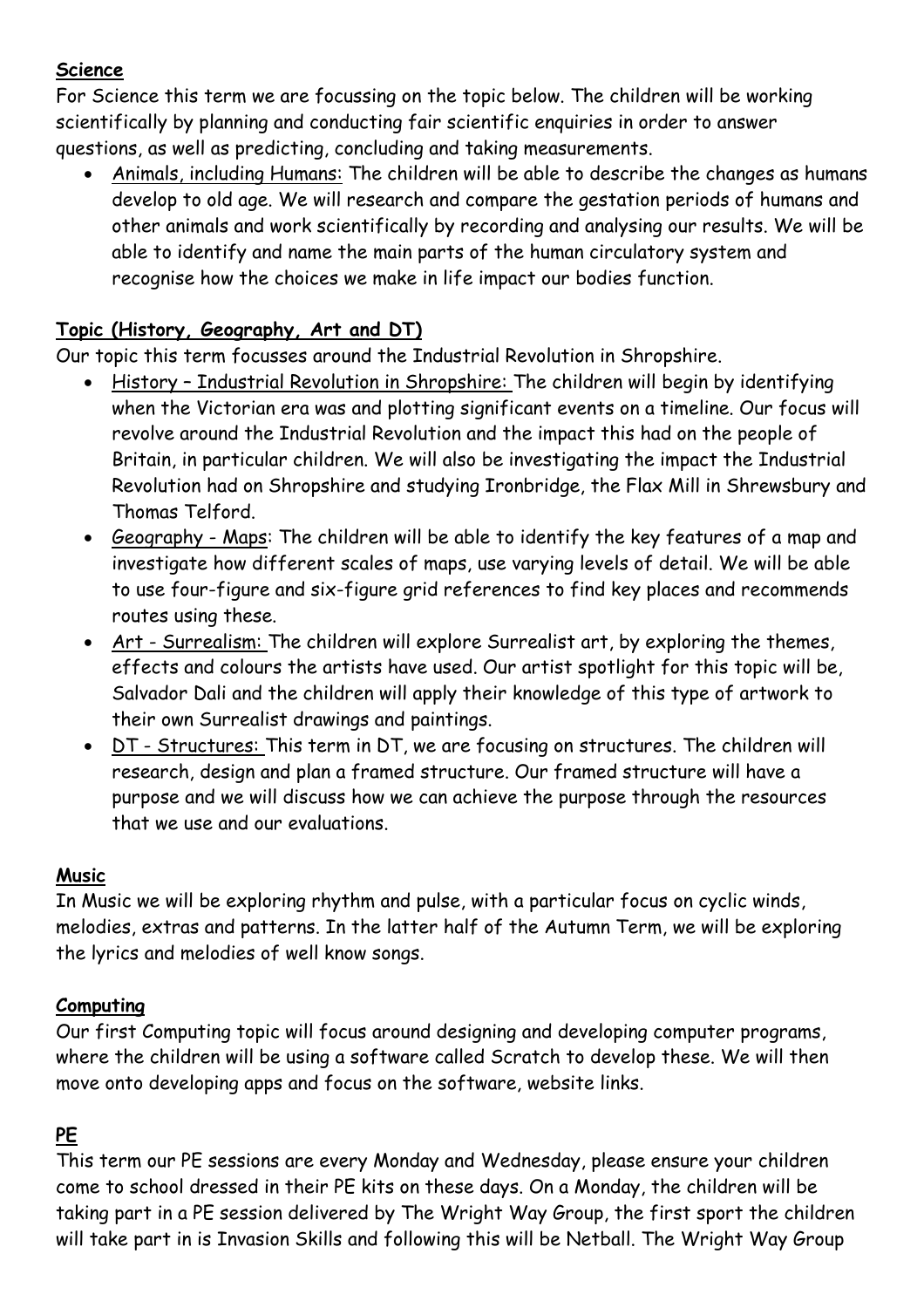**Science**

For Science this term we are focussing on the topic below. The children will be working scientifically by planning and conducting fair scientific enquiries in order to answer questions, as well as predicting, concluding and taking measurements.

- Animals, including Humans: The children will be able to describe the changes as humans develop to old age. We will research and compare the gestation periods of humans and other animals and work scientifically by recording and analysing our results. We will be able to identify and name the main parts of the human circulatory system and recognise how the choices we make in life impact our bodies function.

**Topic (History, Geography, Art and DT)**

Our topic this term focusses around the Industrial Revolution in Shropshire.

- History – Industrial Revolution in Shropshire: The children will begin by identifying when the Victorian era was and plotting significant events on a timeline. Our focus will revolve around the Industrial Revolution and the impact this had on the people of Britain, in particular children. We will also be investigating the impact the Industrial Revolution had on Shropshire and studying Ironbridge, the Flax Mill in Shrewsbury and Thomas Telford.
- Geography - Maps: The children will be able to identify the key features of a map and investigate how different scales of maps, use varying levels of detail. We will be able to use four-figure and six-figure grid references to find key places and recommends routes using these.
- Art - Surrealism: The children will explore Surrealist art, by exploring the themes, effects and colours the artists have used. Our artist spotlight for this topic will be, Salvador Dali and the children will apply their knowledge of this type of artwork to their own Surrealist drawings and paintings.
- DT - Structures: This term in DT, we are focusing on structures. The children will research, design and plan a framed structure. Our framed structure will have a purpose and we will discuss how we can achieve the purpose through the resources that we use and our evaluations.

**Music**

In Music we will be exploring rhythm and pulse, with a particular focus on cyclic winds, melodies, extras and patterns. In the latter half of the Autumn Term, we will be exploring the lyrics and melodies of well know songs.

**Computing**

Our first Computing topic will focus around designing and developing computer programs, where the children will be using a software called Scratch to develop these. We will then move onto developing apps and focus on the software, website links.

**PE**

This term our PE sessions are every Monday and Wednesday, please ensure your children come to school dressed in their PE kits on these days. On a Monday, the children will be taking part in a PE session delivered by The Wright Way Group, the first sport the children will take part in is Invasion Skills and following this will be Netball. The Wright Way Group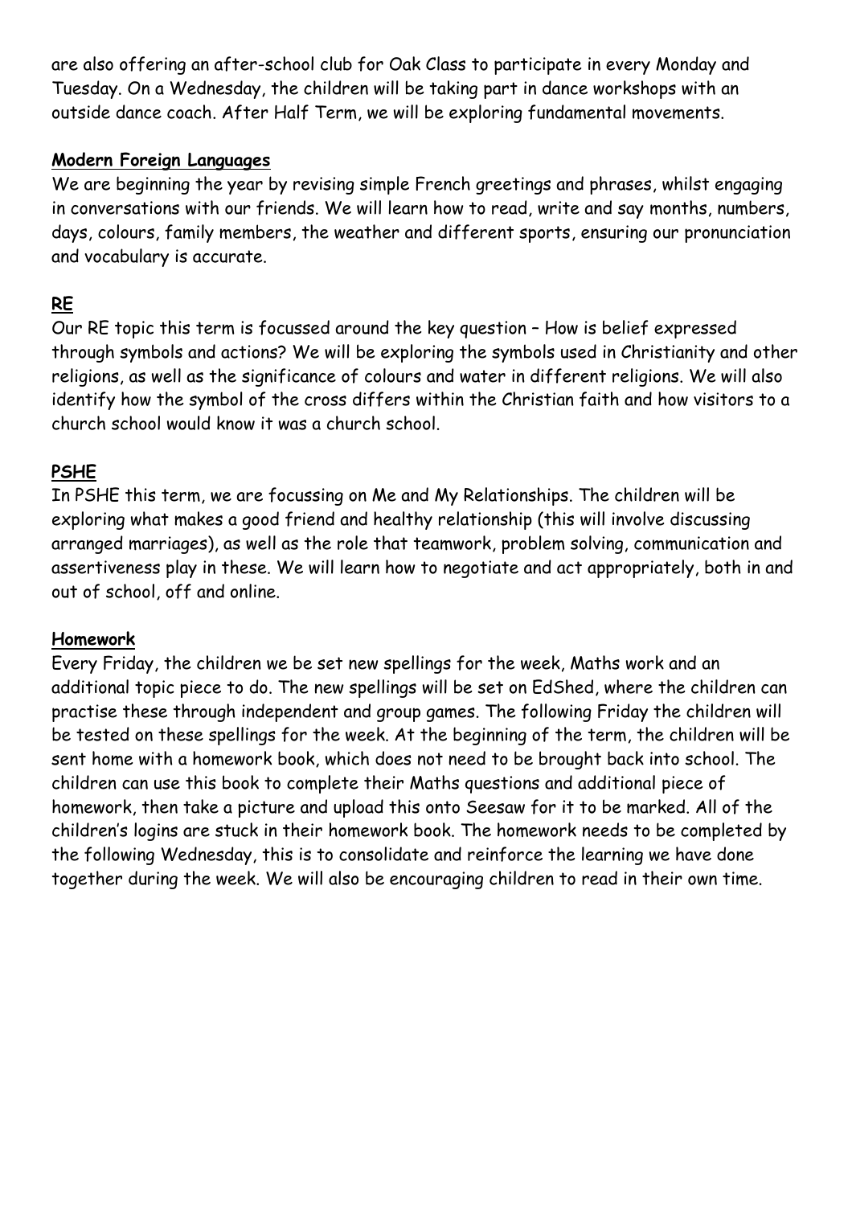are also offering an after-school club for Oak Class to participate in every Monday and Tuesday. On a Wednesday, the children will be taking part in dance workshops with an outside dance coach. After Half Term, we will be exploring fundamental movements.

## Modern Foreign Languages

We are beginning the year by revising simple French greetings and phrases, whilst engaging in conversations with our friends. We will learn how to read, write and say months, numbers, days, colours, family members, the weather and different sports, ensuring our pronunciation and vocabulary is accurate.

## RE

Our RE topic this term is focussed around the key question – How is belief expressed through symbols and actions? We will be exploring the symbols used in Christianity and other religions, as well as the significance of colours and water in different religions. We will also identify how the symbol of the cross differs within the Christian faith and how visitors to a church school would know it was a church school.

## PSHE

In PSHE this term, we are focussing on Me and My Relationships. The children will be exploring what makes a good friend and healthy relationship (this will involve discussing arranged marriages), as well as the role that teamwork, problem solving, communication and assertiveness play in these. We will learn how to negotiate and act appropriately, both in and out of school, off and online.

## Homework

Every Friday, the children we be set new spellings for the week, Maths work and an additional topic piece to do. The new spellings will be set on EdShed, where the children can practise these through independent and group games. The following Friday the children will be tested on these spellings for the week. At the beginning of the term, the children will be sent home with a homework book, which does not need to be brought back into school. The children can use this book to complete their Maths questions and additional piece of homework, then take a picture and upload this onto Seesaw for it to be marked. All of the children's logins are stuck in their homework book. The homework needs to be completed by the following Wednesday, this is to consolidate and reinforce the learning we have done together during the week. We will also be encouraging children to read in their own time.